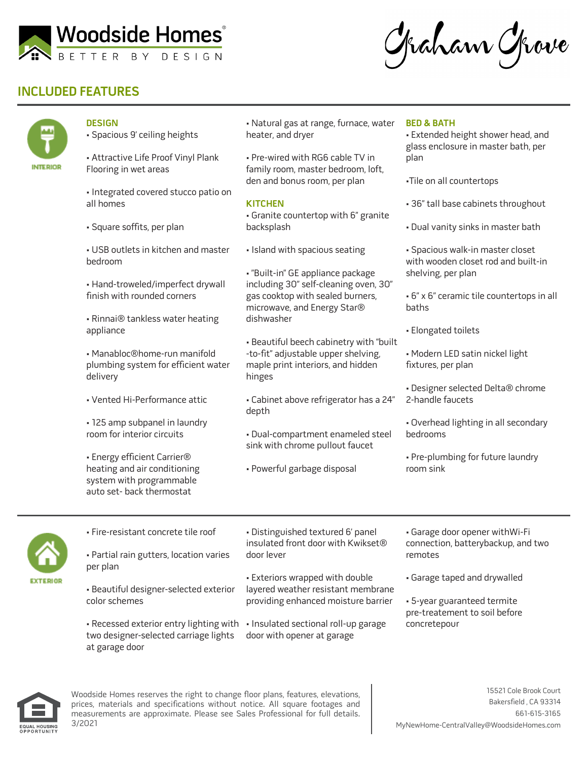Woodside Homes
BETTER BY DESIGN

Graham Grove

# INCLUDED FEATURES

## INTERIOR

### DESIGN

- Spacious 9' ceiling heights
- Attractive Life Proof Vinyl Plank Flooring in wet areas
- Integrated covered stucco patio on all homes
- Square soffits, per plan
- USB outlets in kitchen and master bedroom
- Hand-troweled/imperfect drywall finish with rounded corners
- Rinnai® tankless water heating appliance
- Manabloc®home-run manifold plumbing system for efficient water delivery
- Vented Hi-Performance attic
- 125 amp subpanel in laundry room for interior circuits
- Energy efficient Carrier® heating and air conditioning system with programmable auto set- back thermostat
- Natural gas at range, furnace, water heater, and dryer
- Pre-wired with RG6 cable TV in family room, master bedroom, loft, den and bonus room, per plan

### KITCHEN

- Granite countertop with 6" granite backsplash
- Island with spacious seating
- "Built-in" GE appliance package including 30" self-cleaning oven, 30" gas cooktop with sealed burners, microwave, and Energy Star® dishwasher
- Beautiful beech cabinetry with "built -to-fit" adjustable upper shelving, maple print interiors, and hidden hinges
- Cabinet above refrigerator has a 24" depth
- Dual-compartment enameled steel sink with chrome pullout faucet
- Powerful garbage disposal

### BED & BATH

- Extended height shower head, and glass enclosure in master bath, per plan
- Tile on all countertops
- 36" tall base cabinets throughout
- Dual vanity sinks in master bath
- Spacious walk-in master closet with wooden closet rod and built-in shelving, per plan
- 6" x 6" ceramic tile countertops in all baths
- Elongated toilets
- Modern LED satin nickel light fixtures, per plan
- Designer selected Delta® chrome 2-handle faucets
- Overhead lighting in all secondary bedrooms
- Pre-plumbing for future laundry room sink

## EXTERIOR

- Fire-resistant concrete tile roof
- Partial rain gutters, location varies per plan
- Beautiful designer-selected exterior color schemes
- Recessed exterior entry lighting with two designer-selected carriage lights at garage door
- Distinguished textured 6' panel insulated front door with Kwikset® door lever
- Exteriors wrapped with double layered weather resistant membrane providing enhanced moisture barrier
- Insulated sectional roll-up garage door with opener at garage
- Garage door opener withWi-Fi connection, batterybackup, and two remotes
- Garage taped and drywalled
- 5-year guaranteed termite pre-treatement to soil before concretepour

EQUAL HOUSING OPPORTUNITY

Woodside Homes reserves the right to change floor plans, features, elevations, prices, materials and specifications without notice. All square footages and measurements are approximate. Please see Sales Professional for full details. 3/2021

15521 Cole Brook Court
Bakersfield , CA 93314
661-615-3165
MyNewHome-CentralValley@WoodsideHomes.com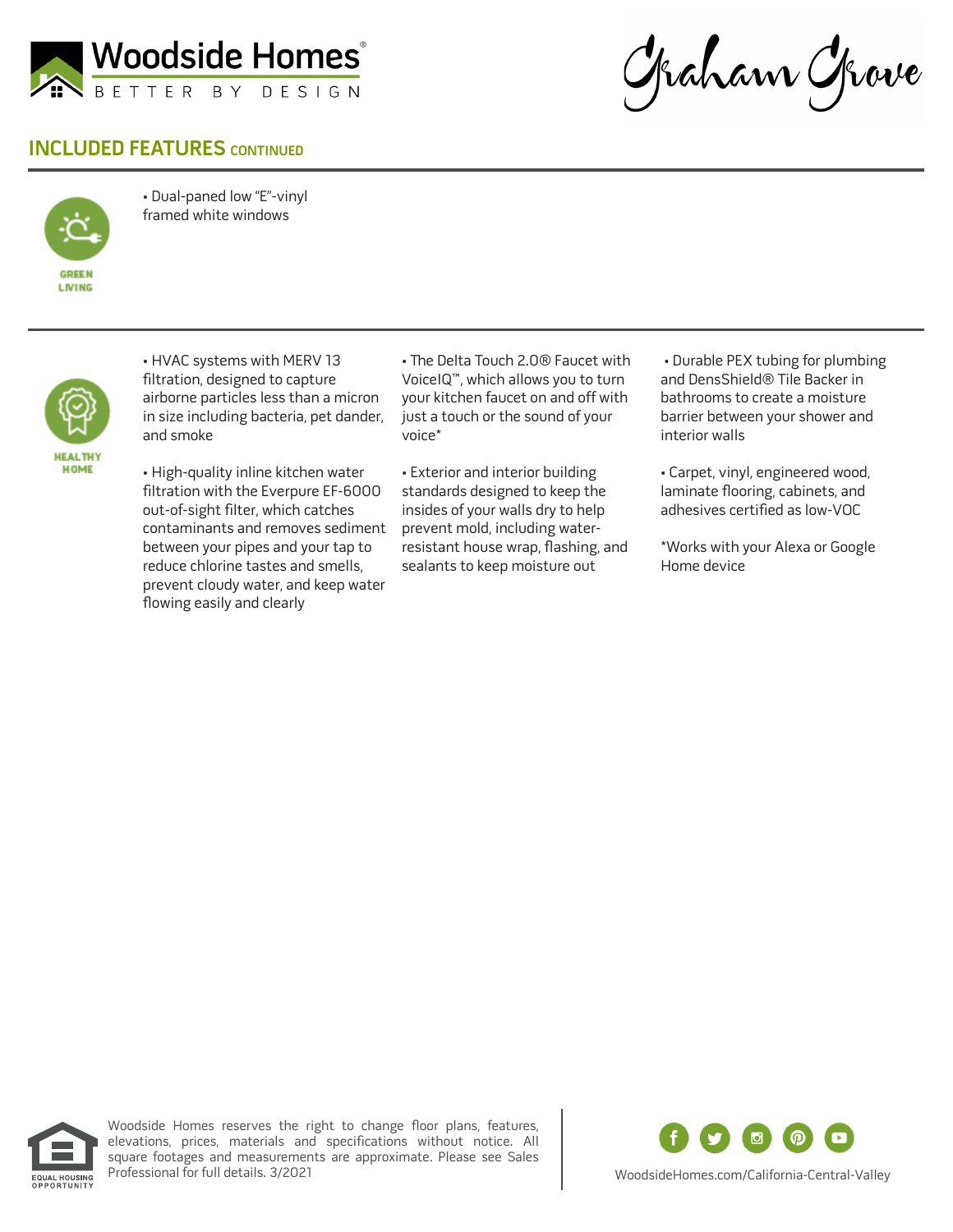## INCLUDED FEATURES CONTINUED

GREEN LIVING

- Dual-paned low "E"-vinyl framed white windows

HEALTHY HOME

- HVAC systems with MERV 13 filtration, designed to capture airborne particles less than a micron in size including bacteria, pet dander, and smoke
- High-quality inline kitchen water filtration with the Everpure EF-6000 out-of-sight filter, which catches contaminants and removes sediment between your pipes and your tap to reduce chlorine tastes and smells, prevent cloudy water, and keep water flowing easily and clearly
- The Delta Touch 2.0® Faucet with VoiceIQ™, which allows you to turn your kitchen faucet on and off with just a touch or the sound of your voice*
- Exterior and interior building standards designed to keep the insides of your walls dry to help prevent mold, including water-resistant house wrap, flashing, and sealants to keep moisture out
- Durable PEX tubing for plumbing and DensShield® Tile Backer in bathrooms to create a moisture barrier between your shower and interior walls
- Carpet, vinyl, engineered wood, laminate flooring, cabinets, and adhesives certified as low-VOC

*Works with your Alexa or Google Home device

Woodside Homes reserves the right to change floor plans, features, elevations, prices, materials and specifications without notice. All square footages and measurements are approximate. Please see Sales Professional for full details. 3/2021

WoodsideHomes.com/California-Central-Valley